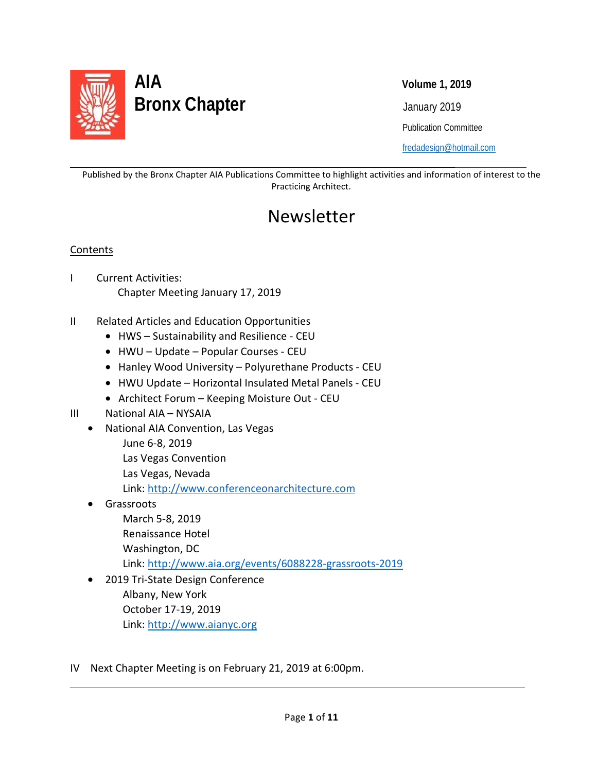# AIA Bronx Chapter

**Volume 1, 2019**

January 2019

Publication Committee

fredadesign@hotmail.com

---

Published by the Bronx Chapter AIA Publications Committee to highlight activities and information of interest to the Practicing Architect.

## Newsletter

Contents

I Current Activities:
Chapter Meeting January 17, 2019

II Related Articles and Education Opportunities

- HWS – Sustainability and Resilience - CEU
- HWU – Update – Popular Courses - CEU
- Hanley Wood University – Polyurethane Products - CEU
- HWU Update – Horizontal Insulated Metal Panels - CEU
- Architect Forum – Keeping Moisture Out - CEU

III National AIA – NYSAIA

- National AIA Convention, Las Vegas
  June 6-8, 2019
  Las Vegas Convention
  Las Vegas, Nevada
  Link: http://www.conferenceonarchitecture.com
- Grassroots
  March 5-8, 2019
  Renaissance Hotel
  Washington, DC
  Link: http://www.aia.org/events/6088228-grassroots-2019
- 2019 Tri-State Design Conference
  Albany, New York
  October 17-19, 2019
  Link: http://www.aianyc.org

IV Next Chapter Meeting is on February 21, 2019 at 6:00pm.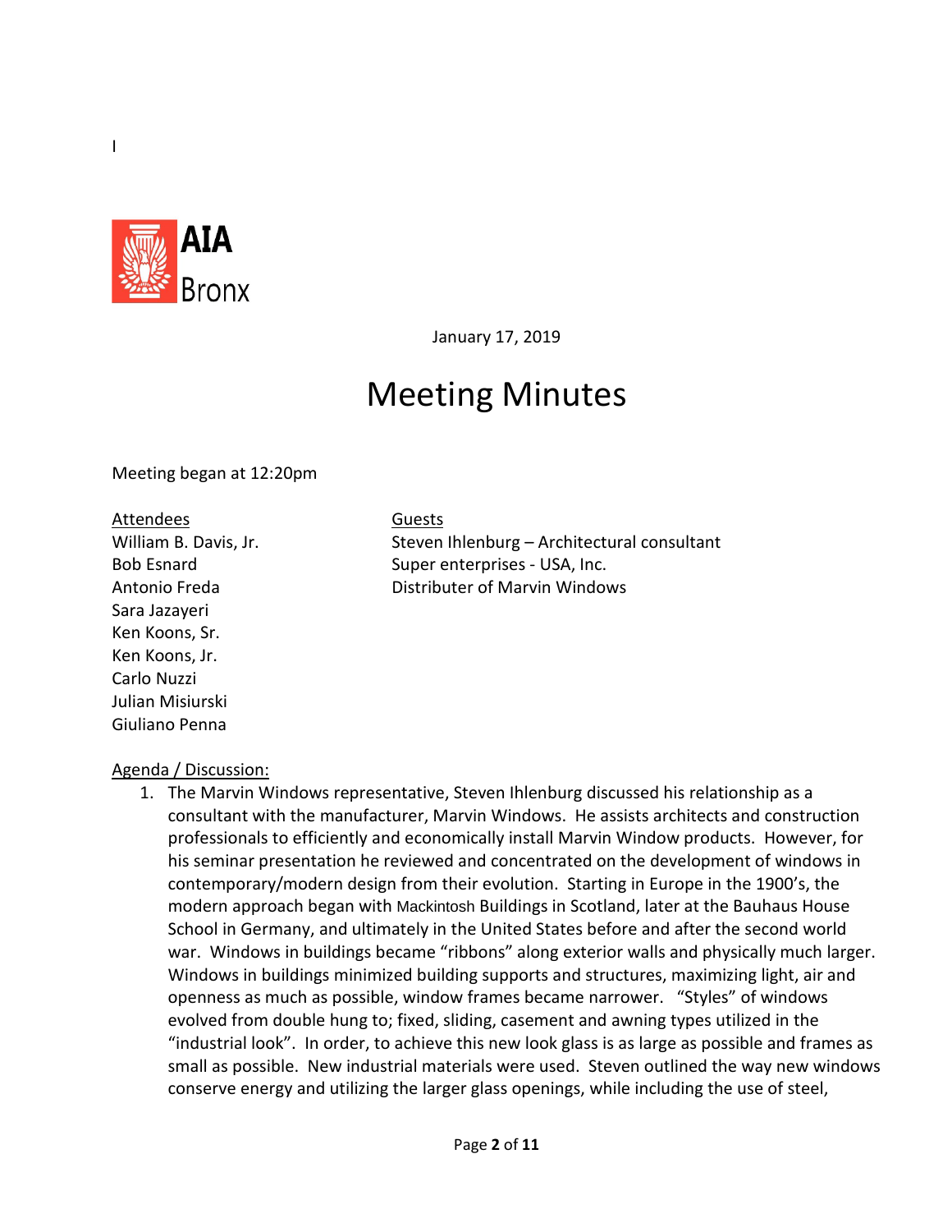I

AIA Bronx

January 17, 2019

# Meeting Minutes

Meeting began at 12:20pm

**Attendees**

William B. Davis, Jr.
Bob Esnard
Antonio Freda
Sara Jazayeri
Ken Koons, Sr.
Ken Koons, Jr.
Carlo Nuzzi
Julian Misiurski
Giuliano Penna

**Guests**

Steven Ihlenburg – Architectural consultant
Super enterprises - USA, Inc.
Distributer of Marvin Windows

**Agenda / Discussion:**

1. The Marvin Windows representative, Steven Ihlenburg discussed his relationship as a consultant with the manufacturer, Marvin Windows. He assists architects and construction professionals to efficiently and economically install Marvin Window products. However, for his seminar presentation he reviewed and concentrated on the development of windows in contemporary/modern design from their evolution. Starting in Europe in the 1900's, the modern approach began with Mackintosh Buildings in Scotland, later at the Bauhaus House School in Germany, and ultimately in the United States before and after the second world war. Windows in buildings became "ribbons" along exterior walls and physically much larger. Windows in buildings minimized building supports and structures, maximizing light, air and openness as much as possible, window frames became narrower. "Styles" of windows evolved from double hung to; fixed, sliding, casement and awning types utilized in the "industrial look". In order, to achieve this new look glass is as large as possible and frames as small as possible. New industrial materials were used. Steven outlined the way new windows conserve energy and utilizing the larger glass openings, while including the use of steel,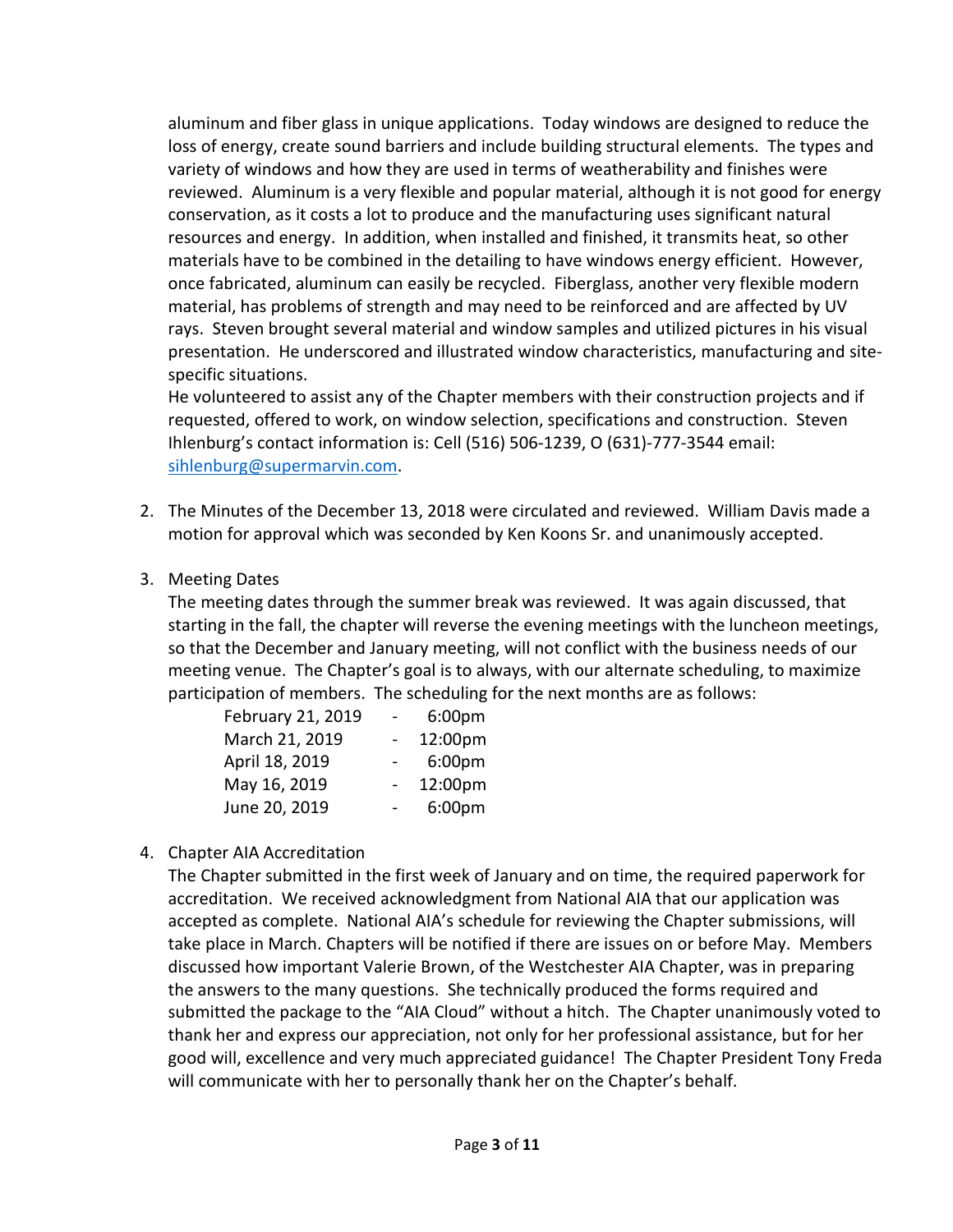aluminum and fiber glass in unique applications. Today windows are designed to reduce the loss of energy, create sound barriers and include building structural elements. The types and variety of windows and how they are used in terms of weatherability and finishes were reviewed. Aluminum is a very flexible and popular material, although it is not good for energy conservation, as it costs a lot to produce and the manufacturing uses significant natural resources and energy. In addition, when installed and finished, it transmits heat, so other materials have to be combined in the detailing to have windows energy efficient. However, once fabricated, aluminum can easily be recycled. Fiberglass, another very flexible modern material, has problems of strength and may need to be reinforced and are affected by UV rays. Steven brought several material and window samples and utilized pictures in his visual presentation. He underscored and illustrated window characteristics, manufacturing and site-specific situations.

He volunteered to assist any of the Chapter members with their construction projects and if requested, offered to work, on window selection, specifications and construction. Steven Ihlenburg's contact information is: Cell (516) 506-1239, O (631)-777-3544 email: sihlenburg@supermarvin.com.

2. The Minutes of the December 13, 2018 were circulated and reviewed. William Davis made a motion for approval which was seconded by Ken Koons Sr. and unanimously accepted.

3. Meeting Dates

   The meeting dates through the summer break was reviewed. It was again discussed, that starting in the fall, the chapter will reverse the evening meetings with the luncheon meetings, so that the December and January meeting, will not conflict with the business needs of our meeting venue. The Chapter's goal is to always, with our alternate scheduling, to maximize participation of members. The scheduling for the next months are as follows:

   | Date | | Time |
   |---|---|---|
   | February 21, 2019 | - | 6:00pm |
   | March 21, 2019 | - | 12:00pm |
   | April 18, 2019 | - | 6:00pm |
   | May 16, 2019 | - | 12:00pm |
   | June 20, 2019 | - | 6:00pm |

4. Chapter AIA Accreditation

   The Chapter submitted in the first week of January and on time, the required paperwork for accreditation. We received acknowledgment from National AIA that our application was accepted as complete. National AIA's schedule for reviewing the Chapter submissions, will take place in March. Chapters will be notified if there are issues on or before May. Members discussed how important Valerie Brown, of the Westchester AIA Chapter, was in preparing the answers to the many questions. She technically produced the forms required and submitted the package to the "AIA Cloud" without a hitch. The Chapter unanimously voted to thank her and express our appreciation, not only for her professional assistance, but for her good will, excellence and very much appreciated guidance! The Chapter President Tony Freda will communicate with her to personally thank her on the Chapter's behalf.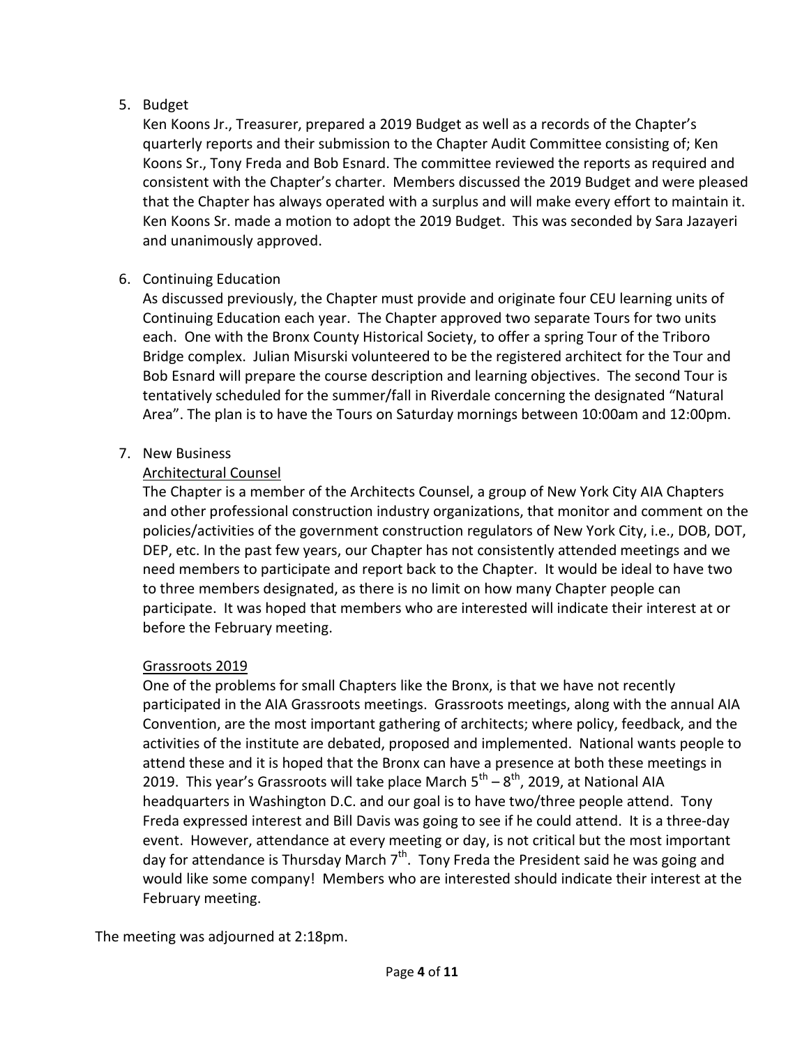5. Budget

   Ken Koons Jr., Treasurer, prepared a 2019 Budget as well as a records of the Chapter's quarterly reports and their submission to the Chapter Audit Committee consisting of; Ken Koons Sr., Tony Freda and Bob Esnard. The committee reviewed the reports as required and consistent with the Chapter's charter. Members discussed the 2019 Budget and were pleased that the Chapter has always operated with a surplus and will make every effort to maintain it. Ken Koons Sr. made a motion to adopt the 2019 Budget. This was seconded by Sara Jazayeri and unanimously approved.

6. Continuing Education

   As discussed previously, the Chapter must provide and originate four CEU learning units of Continuing Education each year. The Chapter approved two separate Tours for two units each. One with the Bronx County Historical Society, to offer a spring Tour of the Triboro Bridge complex. Julian Misurski volunteered to be the registered architect for the Tour and Bob Esnard will prepare the course description and learning objectives. The second Tour is tentatively scheduled for the summer/fall in Riverdale concerning the designated "Natural Area". The plan is to have the Tours on Saturday mornings between 10:00am and 12:00pm.

7. New Business

   <u>Architectural Counsel</u>

   The Chapter is a member of the Architects Counsel, a group of New York City AIA Chapters and other professional construction industry organizations, that monitor and comment on the policies/activities of the government construction regulators of New York City, i.e., DOB, DOT, DEP, etc. In the past few years, our Chapter has not consistently attended meetings and we need members to participate and report back to the Chapter. It would be ideal to have two to three members designated, as there is no limit on how many Chapter people can participate. It was hoped that members who are interested will indicate their interest at or before the February meeting.

   <u>Grassroots 2019</u>

   One of the problems for small Chapters like the Bronx, is that we have not recently participated in the AIA Grassroots meetings. Grassroots meetings, along with the annual AIA Convention, are the most important gathering of architects; where policy, feedback, and the activities of the institute are debated, proposed and implemented. National wants people to attend these and it is hoped that the Bronx can have a presence at both these meetings in 2019. This year's Grassroots will take place March 5th – 8th, 2019, at National AIA headquarters in Washington D.C. and our goal is to have two/three people attend. Tony Freda expressed interest and Bill Davis was going to see if he could attend. It is a three-day event. However, attendance at every meeting or day, is not critical but the most important day for attendance is Thursday March 7th. Tony Freda the President said he was going and would like some company! Members who are interested should indicate their interest at the February meeting.

The meeting was adjourned at 2:18pm.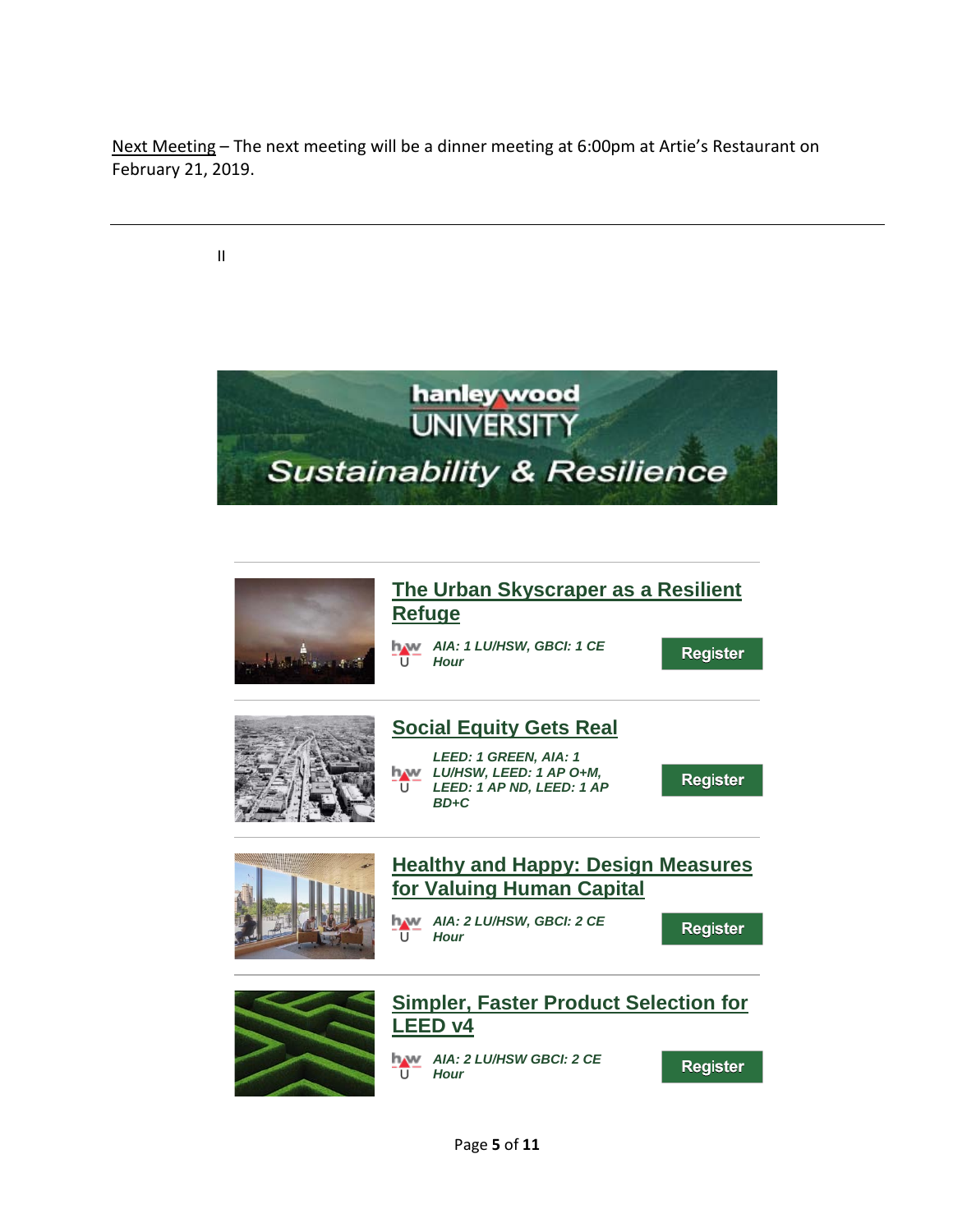Next Meeting – The next meeting will be a dinner meeting at 6:00pm at Artie's Restaurant on February 21, 2019.

---

II

hanley wood UNIVERSITY

Sustainability & Resilience

---

**The Urban Skyscraper as a Resilient Refuge**

*AIA: 1 LU/HSW, GBCI: 1 CE Hour*

Register

---

**Social Equity Gets Real**

*LEED: 1 GREEN, AIA: 1 LU/HSW, LEED: 1 AP O+M, LEED: 1 AP ND, LEED: 1 AP BD+C*

Register

---

**Healthy and Happy: Design Measures for Valuing Human Capital**

*AIA: 2 LU/HSW, GBCI: 2 CE Hour*

Register

---

**Simpler, Faster Product Selection for LEED v4**

*AIA: 2 LU/HSW GBCI: 2 CE Hour*

Register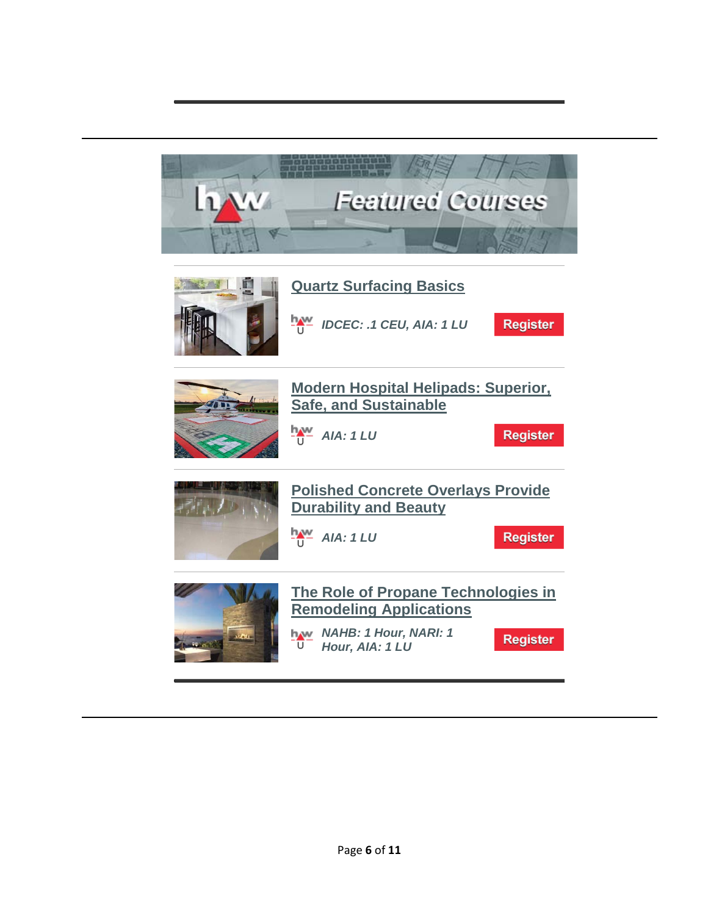## Featured Courses

### Quartz Surfacing Basics

*IDCEC: .1 CEU, AIA: 1 LU*

Register

---

### Modern Hospital Helipads: Superior, Safe, and Sustainable

*AIA: 1 LU*

Register

---

### Polished Concrete Overlays Provide Durability and Beauty

*AIA: 1 LU*

Register

---

### The Role of Propane Technologies in Remodeling Applications

*NAHB: 1 Hour, NARI: 1 Hour, AIA: 1 LU*

Register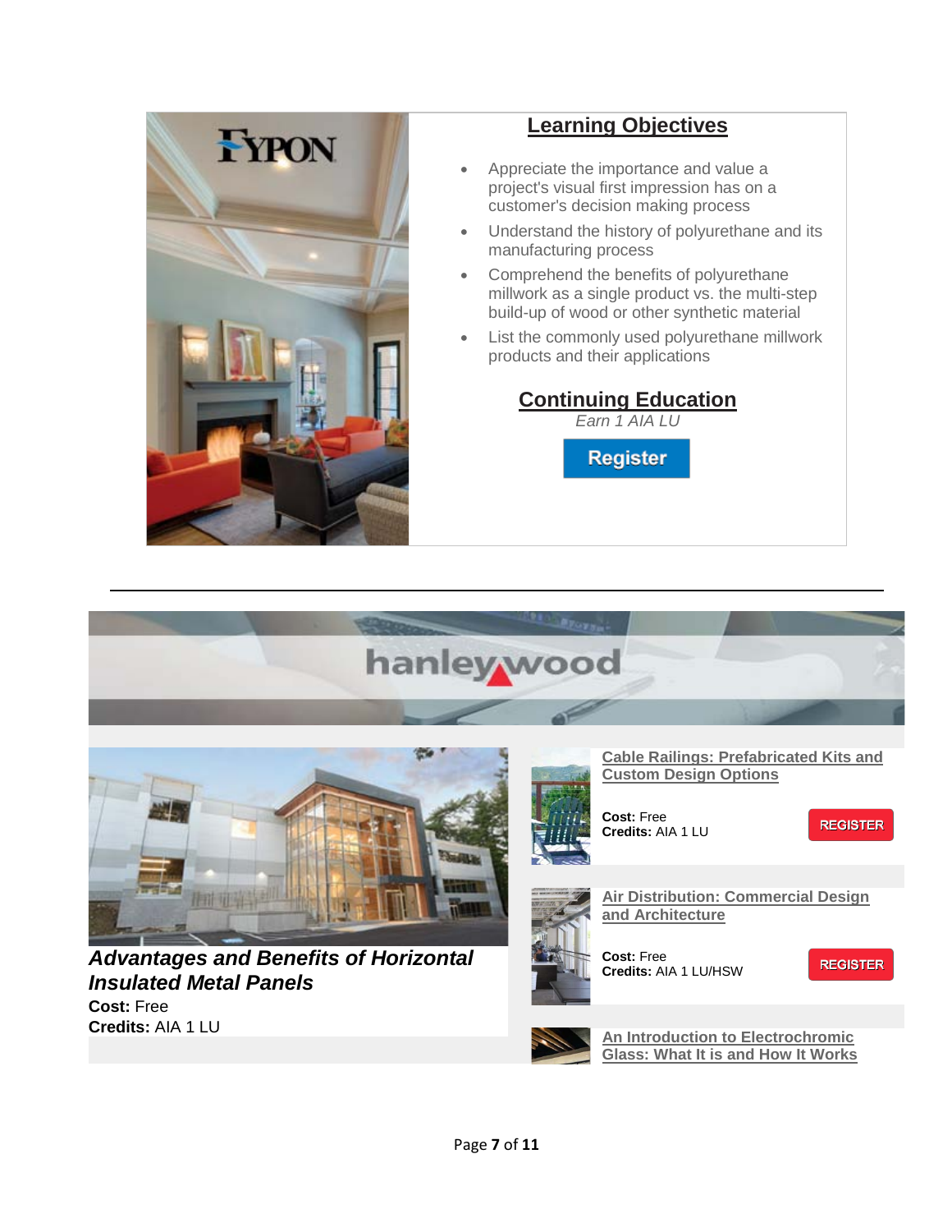FYPON

## Learning Objectives

- Appreciate the importance and value a project's visual first impression has on a customer's decision making process
- Understand the history of polyurethane and its manufacturing process
- Comprehend the benefits of polyurethane millwork as a single product vs. the multi-step build-up of wood or other synthetic material
- List the commonly used polyurethane millwork products and their applications

## Continuing Education

*Earn 1 AIA LU*

Register

---

hanley wood

***Advantages and Benefits of Horizontal Insulated Metal Panels***

**Cost:** Free
**Credits:** AIA 1 LU

**Cable Railings: Prefabricated Kits and Custom Design Options**

**Cost:** Free
**Credits:** AIA 1 LU

REGISTER

**Air Distribution: Commercial Design and Architecture**

**Cost:** Free
**Credits:** AIA 1 LU/HSW

REGISTER

**An Introduction to Electrochromic Glass: What It is and How It Works**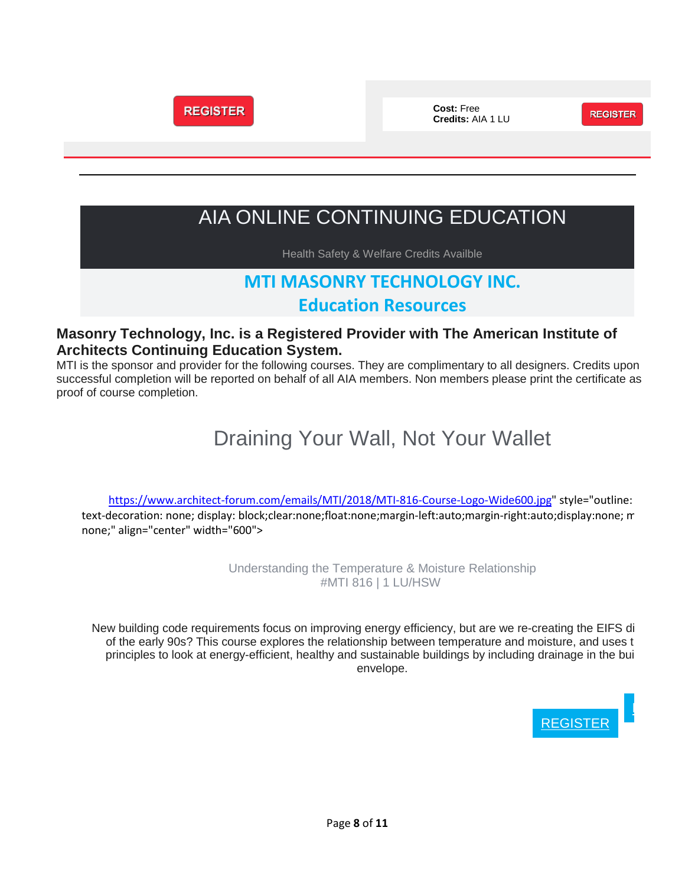REGISTER

**Cost:** Free
**Credits:** AIA 1 LU

REGISTER

---

# AIA ONLINE CONTINUING EDUCATION

Health Safety & Welfare Credits Availble

## MTI MASONRY TECHNOLOGY INC.
## Education Resources

**Masonry Technology, Inc. is a Registered Provider with The American Institute of Architects Continuing Education System.**

MTI is the sponsor and provider for the following courses. They are complimentary to all designers. Credits upon successful completion will be reported on behalf of all AIA members. Non members please print the certificate as proof of course completion.

## Draining Your Wall, Not Your Wallet

https://www.architect-forum.com/emails/MTI/2018/MTI-816-Course-Logo-Wide600.jpg" style="outline: text-decoration: none; display: block;clear:none;float:none;margin-left:auto;margin-right:auto;display:none; m none;" align="center" width="600">

Understanding the Temperature & Moisture Relationship
#MTI 816 | 1 LU/HSW

New building code requirements focus on improving energy efficiency, but are we re-creating the EIFS di of the early 90s? This course explores the relationship between temperature and moisture, and uses t principles to look at energy-efficient, healthy and sustainable buildings by including drainage in the bui envelope.

REGISTER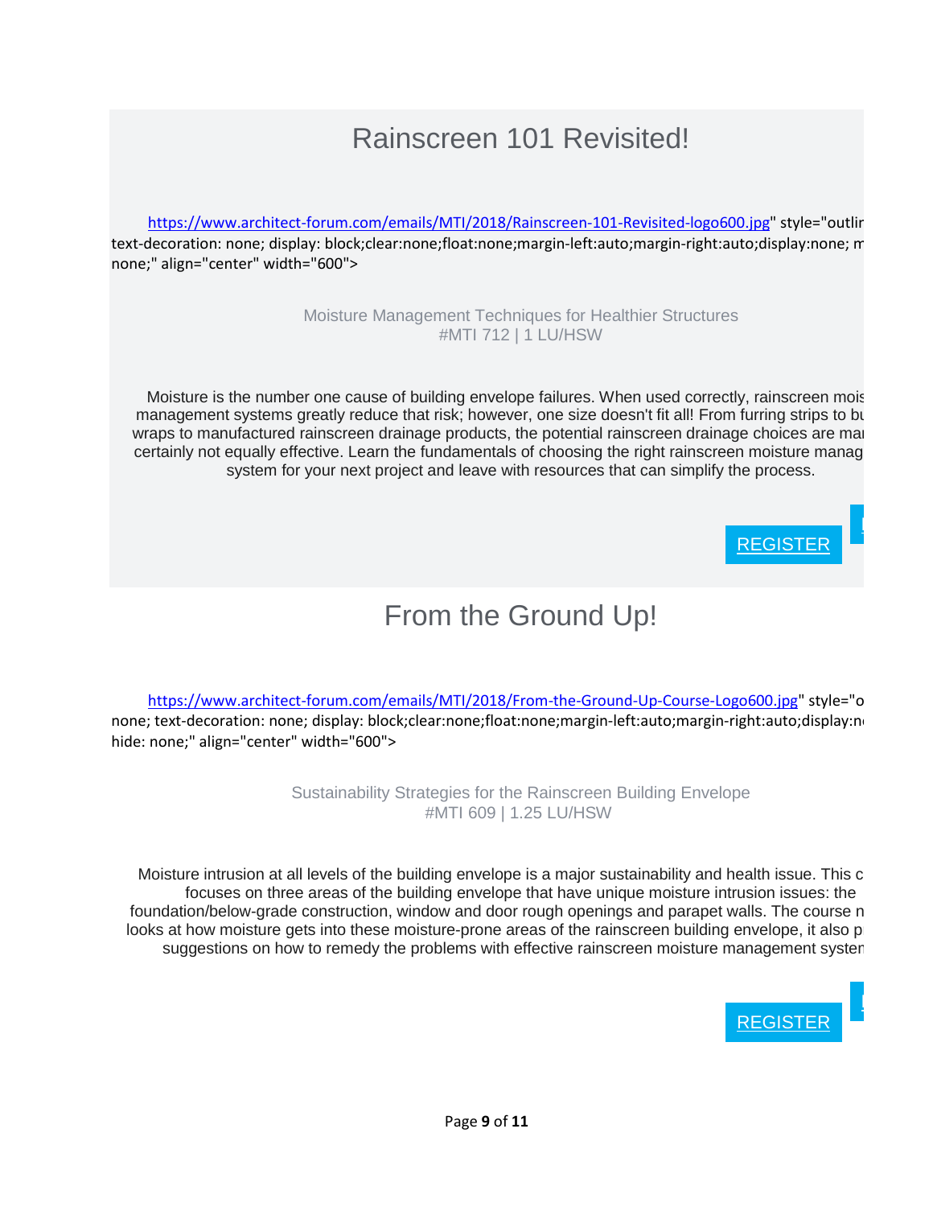# Rainscreen 101 Revisited!

https://www.architect-forum.com/emails/MTI/2018/Rainscreen-101-Revisited-logo600.jpg" style="outlir text-decoration: none; display: block;clear:none;float:none;margin-left:auto;margin-right:auto;display:none; m none;" align="center" width="600">

Moisture Management Techniques for Healthier Structures
#MTI 712 | 1 LU/HSW

Moisture is the number one cause of building envelope failures. When used correctly, rainscreen mois management systems greatly reduce that risk; however, one size doesn't fit all! From furring strips to bu wraps to manufactured rainscreen drainage products, the potential rainscreen drainage choices are mar certainly not equally effective. Learn the fundamentals of choosing the right rainscreen moisture manag system for your next project and leave with resources that can simplify the process.

REGISTER

# From the Ground Up!

https://www.architect-forum.com/emails/MTI/2018/From-the-Ground-Up-Course-Logo600.jpg" style="o none; text-decoration: none; display: block;clear:none;float:none;margin-left:auto;margin-right:auto;display:nc hide: none;" align="center" width="600">

Sustainability Strategies for the Rainscreen Building Envelope
#MTI 609 | 1.25 LU/HSW

Moisture intrusion at all levels of the building envelope is a major sustainability and health issue. This c focuses on three areas of the building envelope that have unique moisture intrusion issues: the foundation/below-grade construction, window and door rough openings and parapet walls. The course n looks at how moisture gets into these moisture-prone areas of the rainscreen building envelope, it also p suggestions on how to remedy the problems with effective rainscreen moisture management syster

REGISTER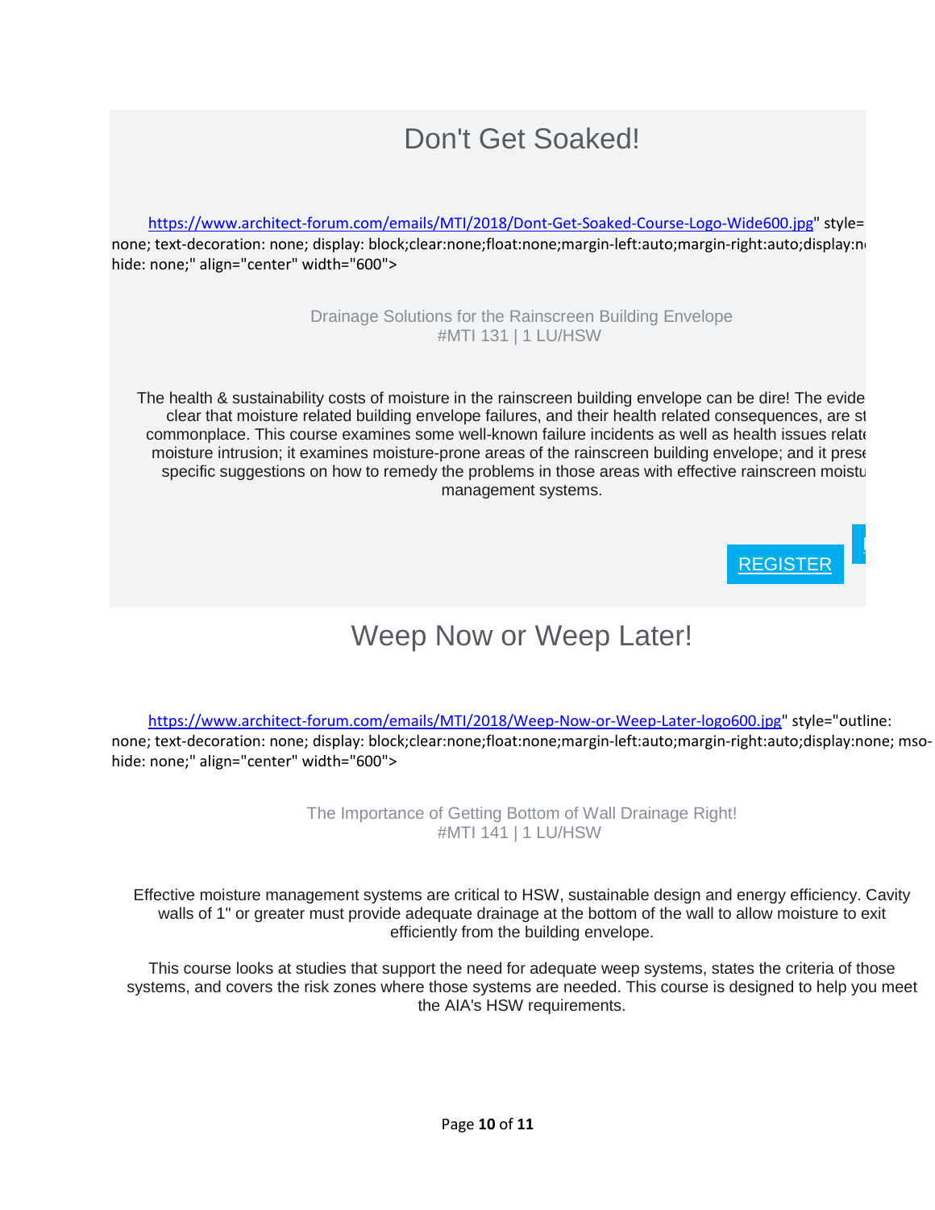# Don't Get Soaked!

https://www.architect-forum.com/emails/MTI/2018/Dont-Get-Soaked-Course-Logo-Wide600.jpg" style=
none; text-decoration: none; display: block;clear:none;float:none;margin-left:auto;margin-right:auto;display:n
hide: none;" align="center" width="600">

Drainage Solutions for the Rainscreen Building Envelope
#MTI 131 | 1 LU/HSW

The health & sustainability costs of moisture in the rainscreen building envelope can be dire! The evide
clear that moisture related building envelope failures, and their health related consequences, are st
commonplace. This course examines some well-known failure incidents as well as health issues relate
moisture intrusion; it examines moisture-prone areas of the rainscreen building envelope; and it prese
specific suggestions on how to remedy the problems in those areas with effective rainscreen moistu
management systems.

REGISTER

# Weep Now or Weep Later!

https://www.architect-forum.com/emails/MTI/2018/Weep-Now-or-Weep-Later-logo600.jpg" style="outline:
none; text-decoration: none; display: block;clear:none;float:none;margin-left:auto;margin-right:auto;display:none; mso-
hide: none;" align="center" width="600">

The Importance of Getting Bottom of Wall Drainage Right!
#MTI 141 | 1 LU/HSW

Effective moisture management systems are critical to HSW, sustainable design and energy efficiency. Cavity walls of 1" or greater must provide adequate drainage at the bottom of the wall to allow moisture to exit efficiently from the building envelope.

This course looks at studies that support the need for adequate weep systems, states the criteria of those systems, and covers the risk zones where those systems are needed. This course is designed to help you meet the AIA's HSW requirements.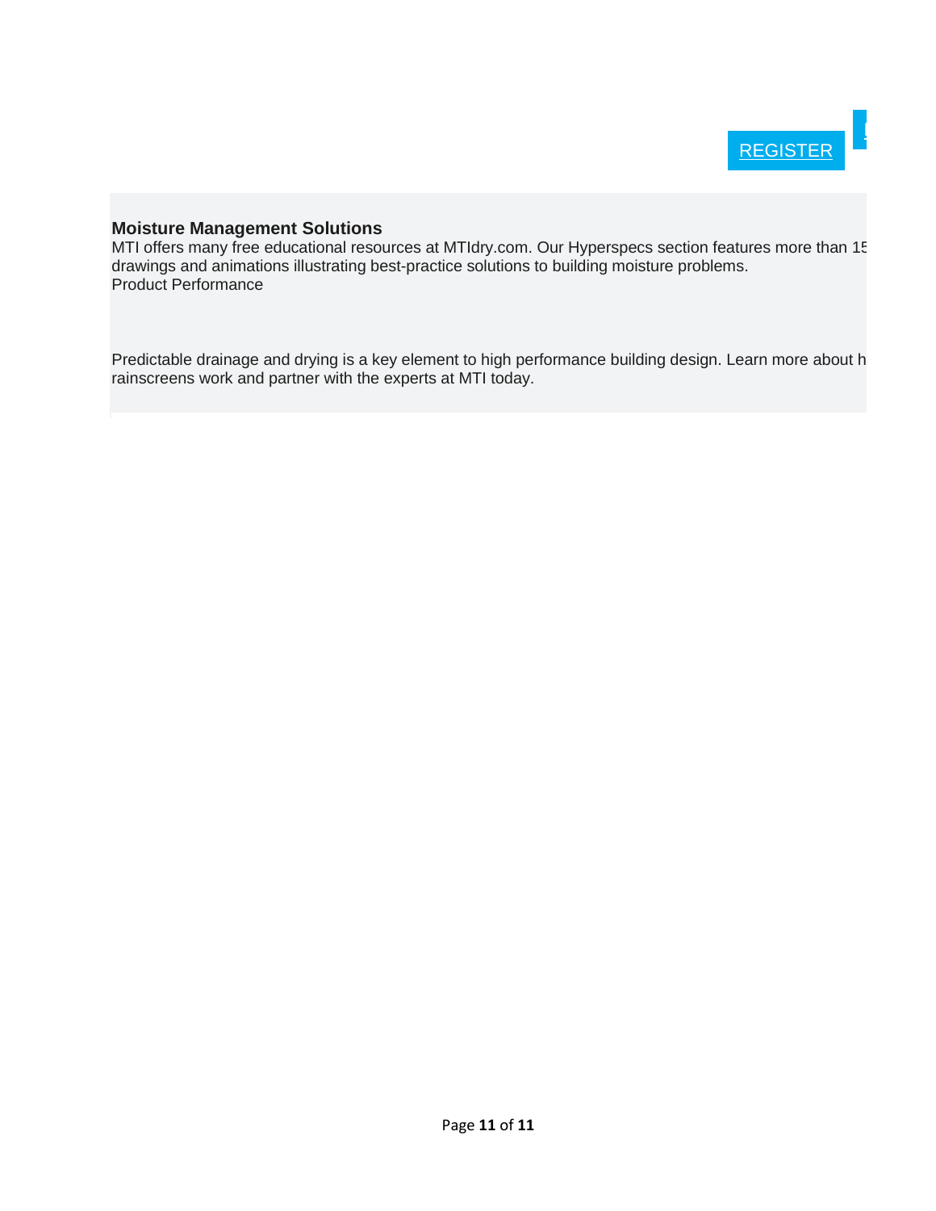REGISTER

**Moisture Management Solutions**

MTI offers many free educational resources at MTIdry.com. Our Hyperspecs section features more than 15 drawings and animations illustrating best-practice solutions to building moisture problems.

Product Performance

Predictable drainage and drying is a key element to high performance building design. Learn more about h rainscreens work and partner with the experts at MTI today.